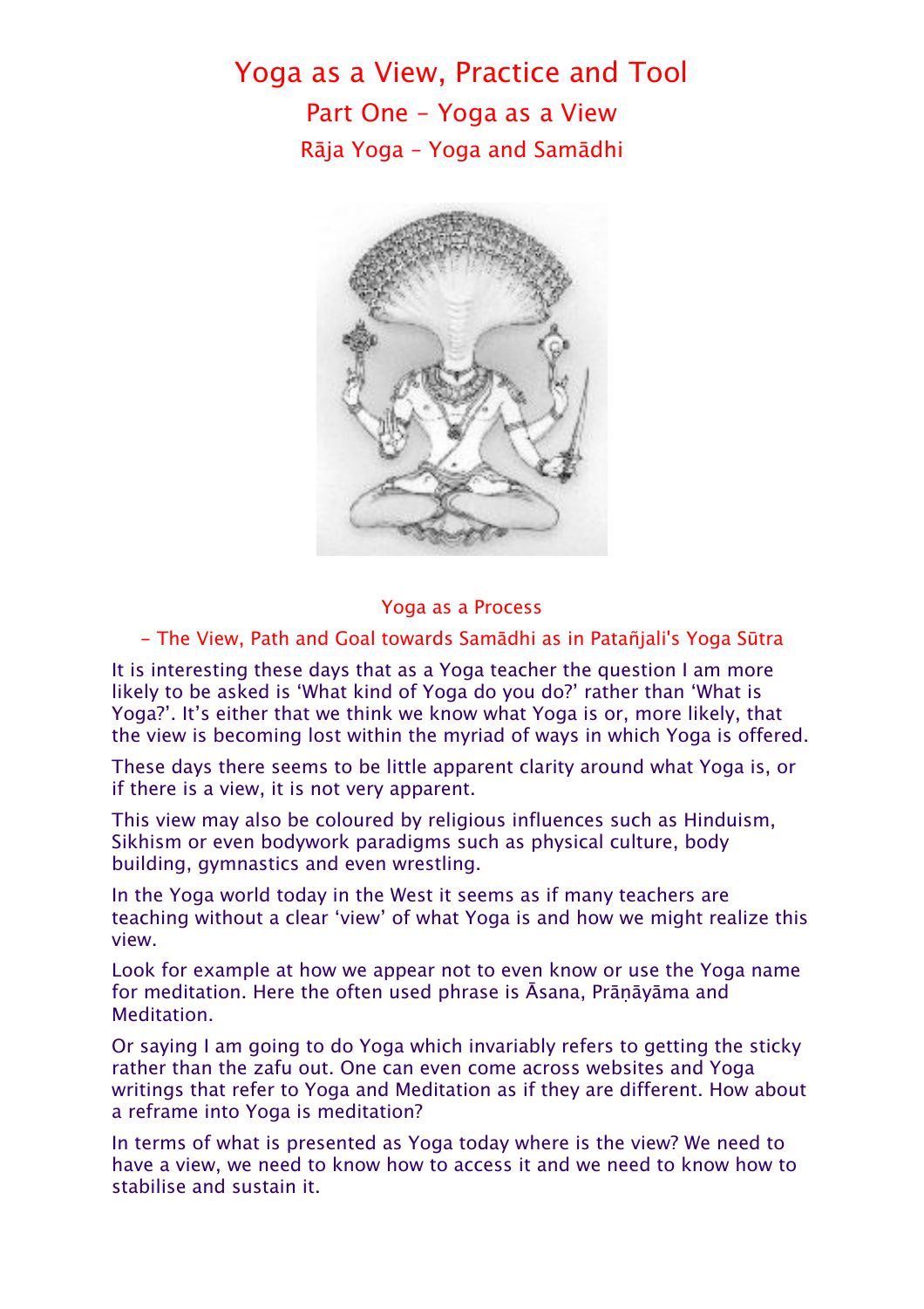# Yoga as a View, Practice and Tool

## Part One – Yoga as a View

## Rāja Yoga – Yoga and Samādhi

### Yoga as a Process

#### – The View, Path and Goal towards Samādhi as in Patañjali's Yoga Sūtra

It is interesting these days that as a Yoga teacher the question I am more likely to be asked is 'What kind of Yoga do you do?' rather than 'What is Yoga?'. It's either that we think we know what Yoga is or, more likely, that the view is becoming lost within the myriad of ways in which Yoga is offered.

These days there seems to be little apparent clarity around what Yoga is, or if there is a view, it is not very apparent.

This view may also be coloured by religious influences such as Hinduism, Sikhism or even bodywork paradigms such as physical culture, body building, gymnastics and even wrestling.

In the Yoga world today in the West it seems as if many teachers are teaching without a clear 'view' of what Yoga is and how we might realize this view.

Look for example at how we appear not to even know or use the Yoga name for meditation. Here the often used phrase is Āsana, Prāṇāyāma and Meditation.

Or saying I am going to do Yoga which invariably refers to getting the sticky rather than the zafu out. One can even come across websites and Yoga writings that refer to Yoga and Meditation as if they are different. How about a reframe into Yoga is meditation?

In terms of what is presented as Yoga today where is the view? We need to have a view, we need to know how to access it and we need to know how to stabilise and sustain it.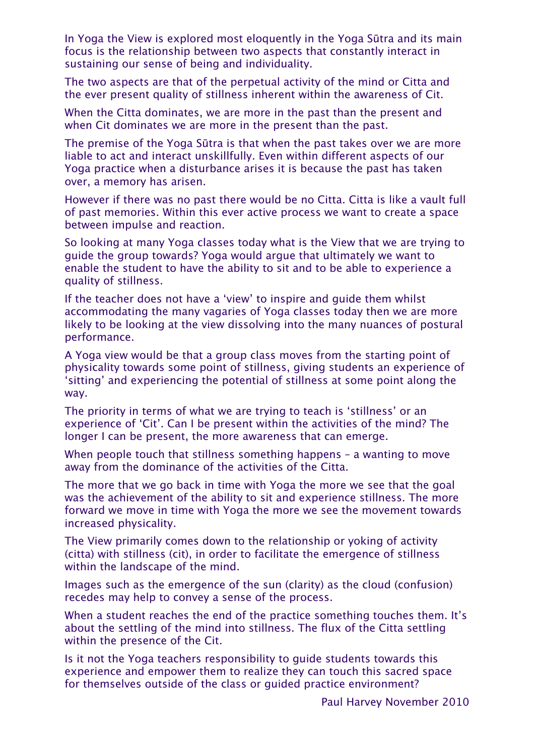In Yoga the View is explored most eloquently in the Yoga Sūtra and its main focus is the relationship between two aspects that constantly interact in sustaining our sense of being and individuality.

The two aspects are that of the perpetual activity of the mind or Citta and the ever present quality of stillness inherent within the awareness of Cit.

When the Citta dominates, we are more in the past than the present and when Cit dominates we are more in the present than the past.

The premise of the Yoga Sūtra is that when the past takes over we are more liable to act and interact unskillfully. Even within different aspects of our Yoga practice when a disturbance arises it is because the past has taken over, a memory has arisen.

However if there was no past there would be no Citta. Citta is like a vault full of past memories. Within this ever active process we want to create a space between impulse and reaction.

So looking at many Yoga classes today what is the View that we are trying to guide the group towards? Yoga would argue that ultimately we want to enable the student to have the ability to sit and to be able to experience a quality of stillness.

If the teacher does not have a 'view' to inspire and guide them whilst accommodating the many vagaries of Yoga classes today then we are more likely to be looking at the view dissolving into the many nuances of postural performance.

A Yoga view would be that a group class moves from the starting point of physicality towards some point of stillness, giving students an experience of 'sitting' and experiencing the potential of stillness at some point along the way.

The priority in terms of what we are trying to teach is 'stillness' or an experience of 'Cit'. Can I be present within the activities of the mind? The longer I can be present, the more awareness that can emerge.

When people touch that stillness something happens – a wanting to move away from the dominance of the activities of the Citta.

The more that we go back in time with Yoga the more we see that the goal was the achievement of the ability to sit and experience stillness. The more forward we move in time with Yoga the more we see the movement towards increased physicality.

The View primarily comes down to the relationship or yoking of activity (citta) with stillness (cit), in order to facilitate the emergence of stillness within the landscape of the mind.

Images such as the emergence of the sun (clarity) as the cloud (confusion) recedes may help to convey a sense of the process.

When a student reaches the end of the practice something touches them. It's about the settling of the mind into stillness. The flux of the Citta settling within the presence of the Cit.

Is it not the Yoga teachers responsibility to guide students towards this experience and empower them to realize they can touch this sacred space for themselves outside of the class or guided practice environment?

Paul Harvey November 2010